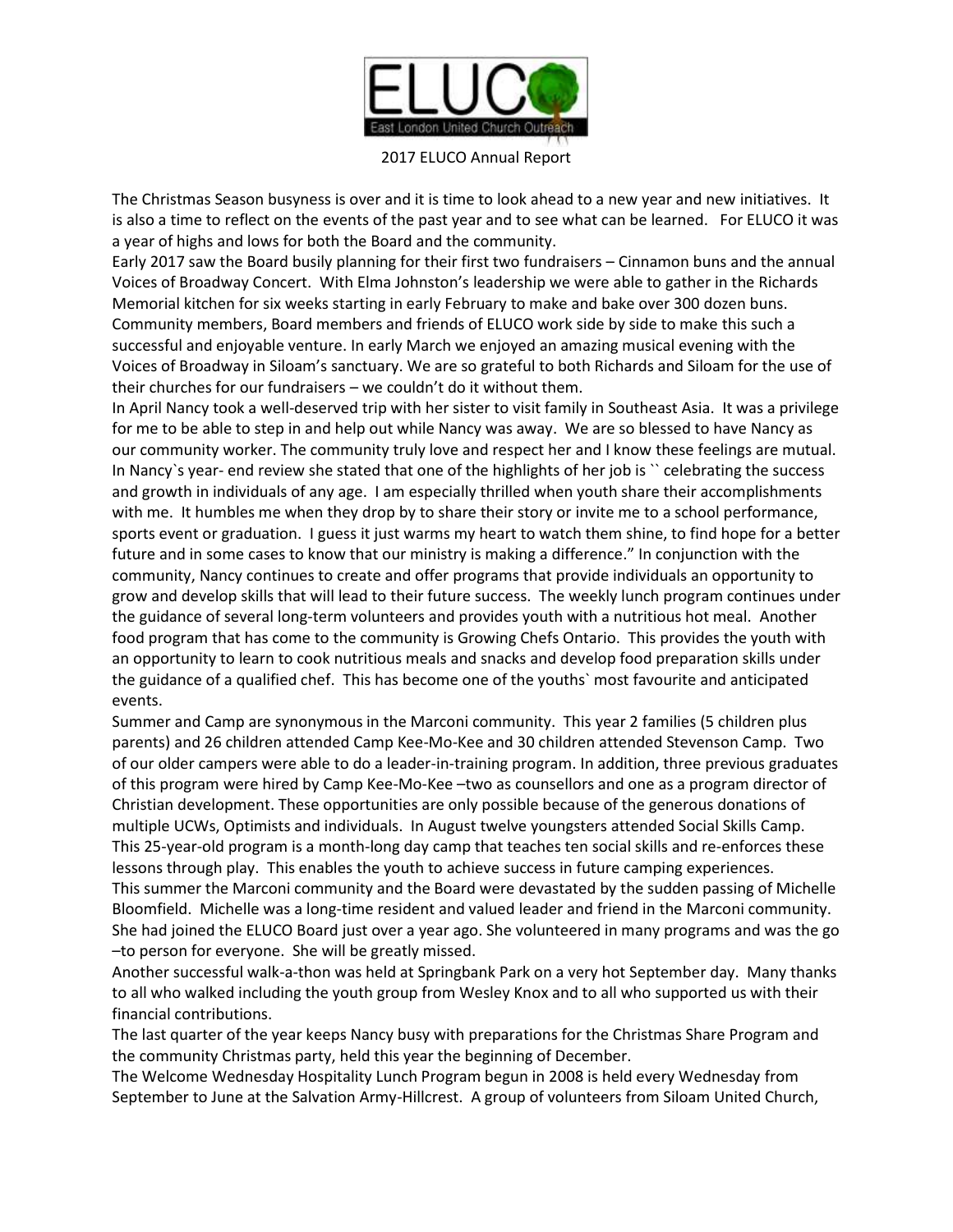ELUCO

East London United Church Outreach

# 2017 ELUCO Annual Report

The Christmas Season busyness is over and it is time to look ahead to a new year and new initiatives. It is also a time to reflect on the events of the past year and to see what can be learned. For ELUCO it was a year of highs and lows for both the Board and the community.

Early 2017 saw the Board busily planning for their first two fundraisers – Cinnamon buns and the annual Voices of Broadway Concert. With Elma Johnston's leadership we were able to gather in the Richards Memorial kitchen for six weeks starting in early February to make and bake over 300 dozen buns. Community members, Board members and friends of ELUCO work side by side to make this such a successful and enjoyable venture. In early March we enjoyed an amazing musical evening with the Voices of Broadway in Siloam's sanctuary. We are so grateful to both Richards and Siloam for the use of their churches for our fundraisers – we couldn't do it without them.

In April Nancy took a well-deserved trip with her sister to visit family in Southeast Asia. It was a privilege for me to be able to step in and help out while Nancy was away. We are so blessed to have Nancy as our community worker. The community truly love and respect her and I know these feelings are mutual. In Nancy`s year- end review she stated that one of the highlights of her job is `` celebrating the success and growth in individuals of any age. I am especially thrilled when youth share their accomplishments with me. It humbles me when they drop by to share their story or invite me to a school performance, sports event or graduation. I guess it just warms my heart to watch them shine, to find hope for a better future and in some cases to know that our ministry is making a difference." In conjunction with the community, Nancy continues to create and offer programs that provide individuals an opportunity to grow and develop skills that will lead to their future success. The weekly lunch program continues under the guidance of several long-term volunteers and provides youth with a nutritious hot meal. Another food program that has come to the community is Growing Chefs Ontario. This provides the youth with an opportunity to learn to cook nutritious meals and snacks and develop food preparation skills under the guidance of a qualified chef. This has become one of the youths` most favourite and anticipated events.

Summer and Camp are synonymous in the Marconi community. This year 2 families (5 children plus parents) and 26 children attended Camp Kee-Mo-Kee and 30 children attended Stevenson Camp. Two of our older campers were able to do a leader-in-training program. In addition, three previous graduates of this program were hired by Camp Kee-Mo-Kee –two as counsellors and one as a program director of Christian development. These opportunities are only possible because of the generous donations of multiple UCWs, Optimists and individuals. In August twelve youngsters attended Social Skills Camp. This 25-year-old program is a month-long day camp that teaches ten social skills and re-enforces these lessons through play. This enables the youth to achieve success in future camping experiences.

This summer the Marconi community and the Board were devastated by the sudden passing of Michelle Bloomfield. Michelle was a long-time resident and valued leader and friend in the Marconi community. She had joined the ELUCO Board just over a year ago. She volunteered in many programs and was the go –to person for everyone. She will be greatly missed.

Another successful walk-a-thon was held at Springbank Park on a very hot September day. Many thanks to all who walked including the youth group from Wesley Knox and to all who supported us with their financial contributions.

The last quarter of the year keeps Nancy busy with preparations for the Christmas Share Program and the community Christmas party, held this year the beginning of December.

The Welcome Wednesday Hospitality Lunch Program begun in 2008 is held every Wednesday from September to June at the Salvation Army-Hillcrest. A group of volunteers from Siloam United Church,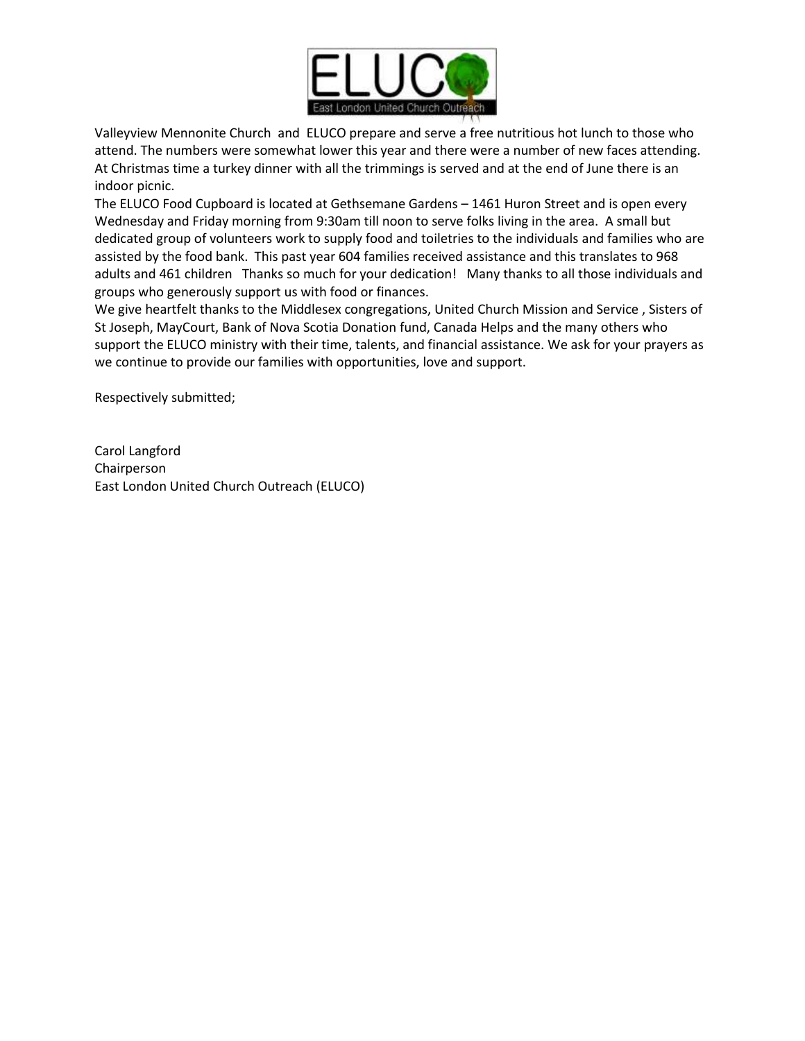Valleyview Mennonite Church and ELUCO prepare and serve a free nutritious hot lunch to those who attend. The numbers were somewhat lower this year and there were a number of new faces attending. At Christmas time a turkey dinner with all the trimmings is served and at the end of June there is an indoor picnic.

The ELUCO Food Cupboard is located at Gethsemane Gardens – 1461 Huron Street and is open every Wednesday and Friday morning from 9:30am till noon to serve folks living in the area. A small but dedicated group of volunteers work to supply food and toiletries to the individuals and families who are assisted by the food bank. This past year 604 families received assistance and this translates to 968 adults and 461 children Thanks so much for your dedication! Many thanks to all those individuals and groups who generously support us with food or finances.

We give heartfelt thanks to the Middlesex congregations, United Church Mission and Service , Sisters of St Joseph, MayCourt, Bank of Nova Scotia Donation fund, Canada Helps and the many others who support the ELUCO ministry with their time, talents, and financial assistance. We ask for your prayers as we continue to provide our families with opportunities, love and support.

Respectively submitted;

Carol Langford
Chairperson
East London United Church Outreach (ELUCO)